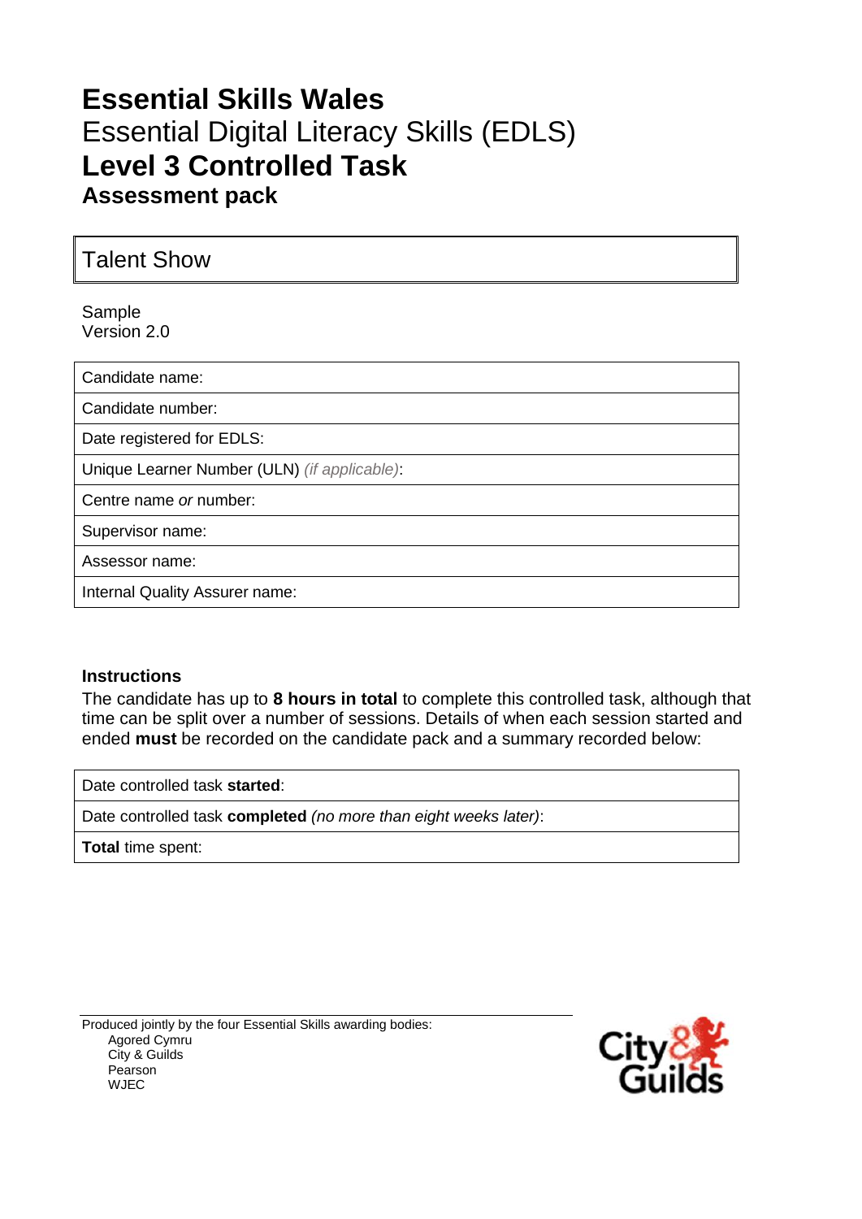# **Essential Skills Wales**
# Essential Digital Literacy Skills (EDLS)
# **Level 3 Controlled Task**
## **Assessment pack**

| Talent Show |
|---|

Sample
Version 2.0

| Candidate name: |
|---|
| Candidate number: |
| Date registered for EDLS: |
| Unique Learner Number (ULN) *(if applicable)*: |
| Centre name *or* number: |
| Supervisor name: |
| Assessor name: |
| Internal Quality Assurer name: |

### **Instructions**

The candidate has up to **8 hours in total** to complete this controlled task, although that time can be split over a number of sessions. Details of when each session started and ended **must** be recorded on the candidate pack and a summary recorded below:

| Date controlled task **started**: |
|---|
| Date controlled task **completed** *(no more than eight weeks later)*: |
| **Total** time spent: |

Produced jointly by the four Essential Skills awarding bodies:
- Agored Cymru
- City & Guilds
- Pearson
- WJEC

City & Guilds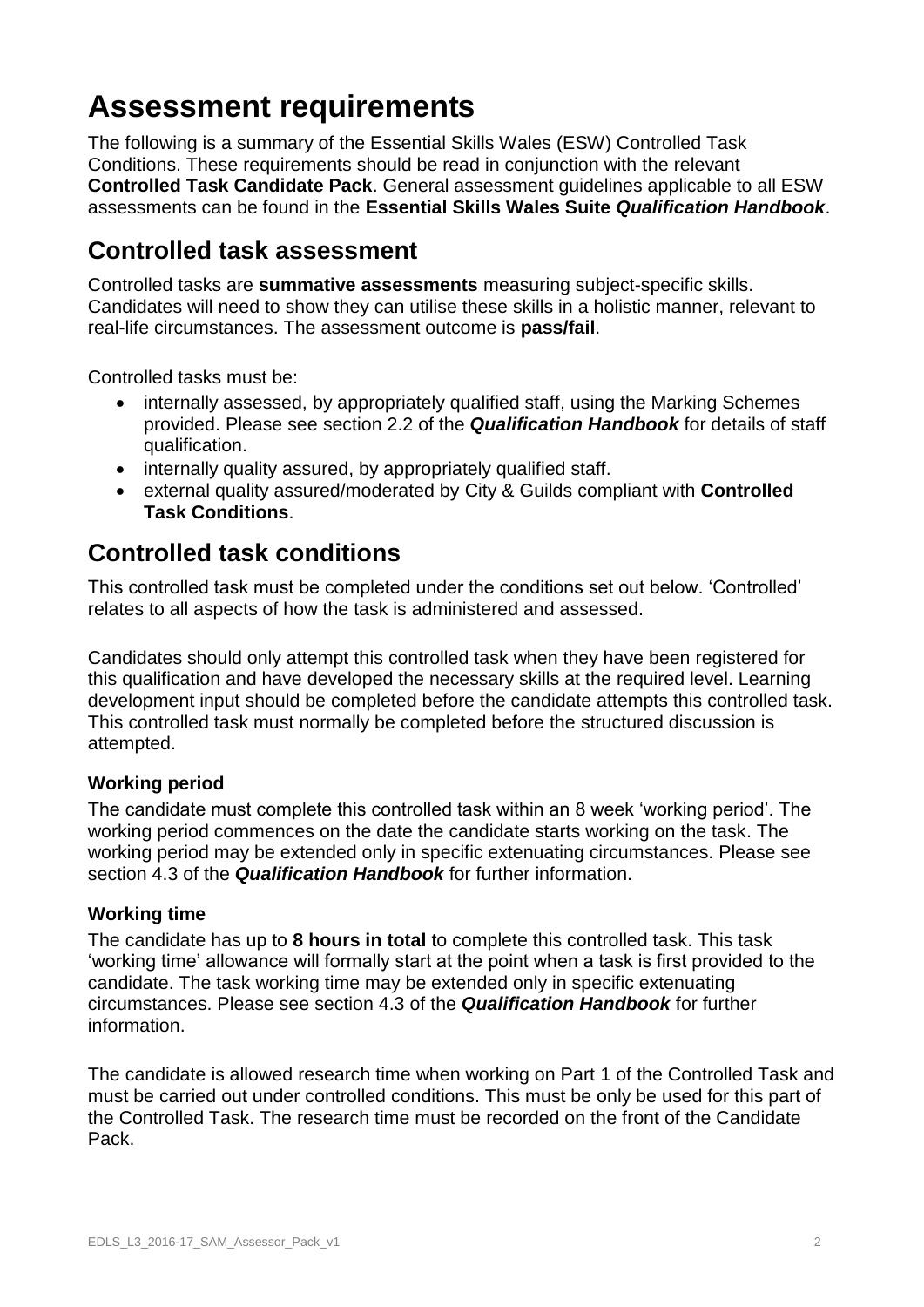# Assessment requirements

The following is a summary of the Essential Skills Wales (ESW) Controlled Task Conditions. These requirements should be read in conjunction with the relevant **Controlled Task Candidate Pack**. General assessment guidelines applicable to all ESW assessments can be found in the **Essential Skills Wales Suite *Qualification Handbook***.

## Controlled task assessment

Controlled tasks are **summative assessments** measuring subject-specific skills. Candidates will need to show they can utilise these skills in a holistic manner, relevant to real-life circumstances. The assessment outcome is **pass/fail**.

Controlled tasks must be:

- internally assessed, by appropriately qualified staff, using the Marking Schemes provided. Please see section 2.2 of the ***Qualification Handbook*** for details of staff qualification.
- internally quality assured, by appropriately qualified staff.
- external quality assured/moderated by City & Guilds compliant with **Controlled Task Conditions**.

## Controlled task conditions

This controlled task must be completed under the conditions set out below. 'Controlled' relates to all aspects of how the task is administered and assessed.

Candidates should only attempt this controlled task when they have been registered for this qualification and have developed the necessary skills at the required level. Learning development input should be completed before the candidate attempts this controlled task. This controlled task must normally be completed before the structured discussion is attempted.

### Working period

The candidate must complete this controlled task within an 8 week 'working period'. The working period commences on the date the candidate starts working on the task. The working period may be extended only in specific extenuating circumstances. Please see section 4.3 of the ***Qualification Handbook*** for further information.

### Working time

The candidate has up to **8 hours in total** to complete this controlled task. This task 'working time' allowance will formally start at the point when a task is first provided to the candidate. The task working time may be extended only in specific extenuating circumstances. Please see section 4.3 of the ***Qualification Handbook*** for further information.

The candidate is allowed research time when working on Part 1 of the Controlled Task and must be carried out under controlled conditions. This must be only be used for this part of the Controlled Task. The research time must be recorded on the front of the Candidate Pack.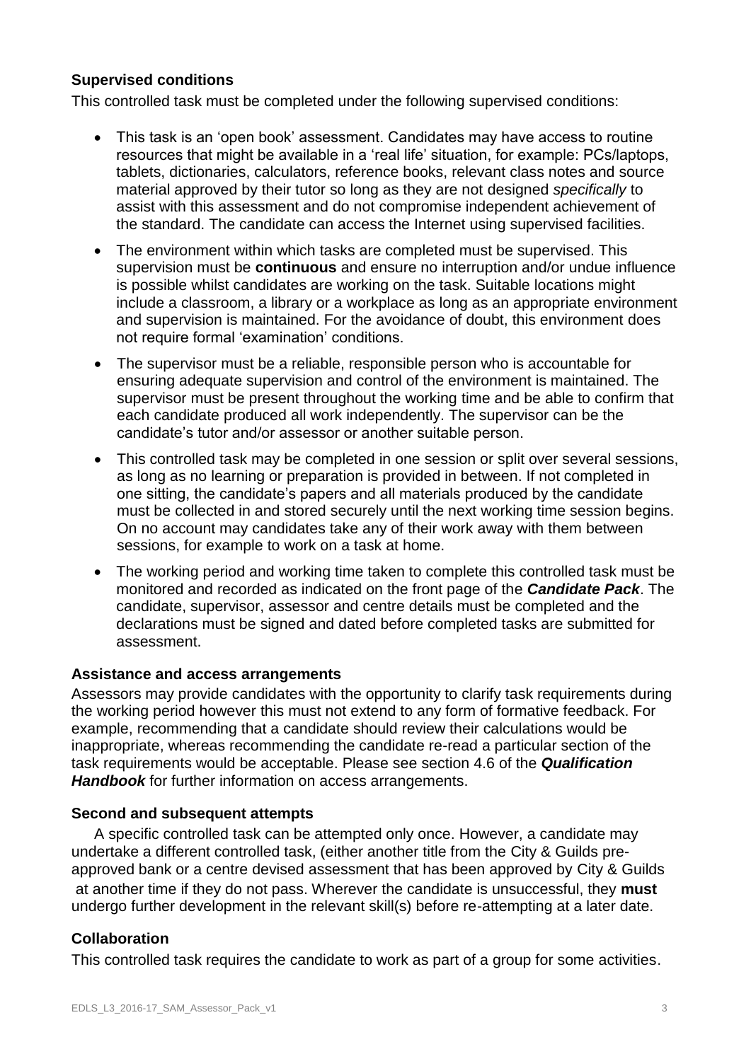### Supervised conditions

This controlled task must be completed under the following supervised conditions:

- This task is an 'open book' assessment. Candidates may have access to routine resources that might be available in a 'real life' situation, for example: PCs/laptops, tablets, dictionaries, calculators, reference books, relevant class notes and source material approved by their tutor so long as they are not designed *specifically* to assist with this assessment and do not compromise independent achievement of the standard. The candidate can access the Internet using supervised facilities.
- The environment within which tasks are completed must be supervised. This supervision must be **continuous** and ensure no interruption and/or undue influence is possible whilst candidates are working on the task. Suitable locations might include a classroom, a library or a workplace as long as an appropriate environment and supervision is maintained. For the avoidance of doubt, this environment does not require formal 'examination' conditions.
- The supervisor must be a reliable, responsible person who is accountable for ensuring adequate supervision and control of the environment is maintained. The supervisor must be present throughout the working time and be able to confirm that each candidate produced all work independently. The supervisor can be the candidate's tutor and/or assessor or another suitable person.
- This controlled task may be completed in one session or split over several sessions, as long as no learning or preparation is provided in between. If not completed in one sitting, the candidate's papers and all materials produced by the candidate must be collected in and stored securely until the next working time session begins. On no account may candidates take any of their work away with them between sessions, for example to work on a task at home.
- The working period and working time taken to complete this controlled task must be monitored and recorded as indicated on the front page of the ***Candidate Pack***. The candidate, supervisor, assessor and centre details must be completed and the declarations must be signed and dated before completed tasks are submitted for assessment.

### Assistance and access arrangements

Assessors may provide candidates with the opportunity to clarify task requirements during the working period however this must not extend to any form of formative feedback. For example, recommending that a candidate should review their calculations would be inappropriate, whereas recommending the candidate re-read a particular section of the task requirements would be acceptable. Please see section 4.6 of the ***Qualification Handbook*** for further information on access arrangements.

### Second and subsequent attempts

A specific controlled task can be attempted only once. However, a candidate may undertake a different controlled task, (either another title from the City & Guilds pre-approved bank or a centre devised assessment that has been approved by City & Guilds at another time if they do not pass. Wherever the candidate is unsuccessful, they **must** undergo further development in the relevant skill(s) before re-attempting at a later date.

### Collaboration

This controlled task requires the candidate to work as part of a group for some activities.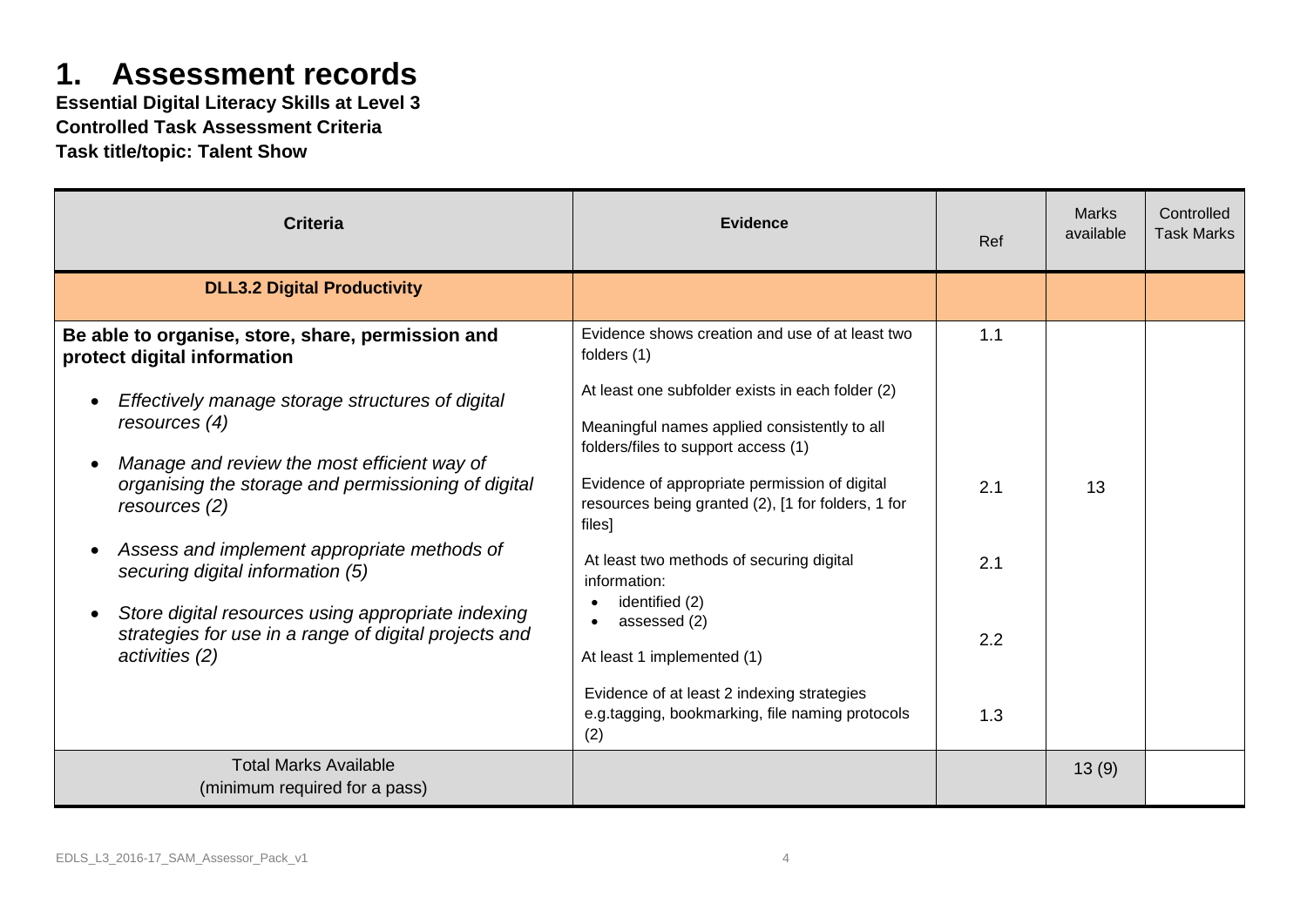# 1. Assessment records

**Essential Digital Literacy Skills at Level 3**
**Controlled Task Assessment Criteria**
**Task title/topic: Talent Show**

| Criteria | Evidence | Ref | Marks available | Controlled Task Marks |
|---|---|---|---|---|
| **DLL3.2 Digital Productivity** | | | | |
| **Be able to organise, store, share, permission and protect digital information** | Evidence shows creation and use of at least two folders (1) | 1.1 | 13 | |
| • *Effectively manage storage structures of digital resources (4)* | At least one subfolder exists in each folder (2) | | | |
| | Meaningful names applied consistently to all folders/files to support access (1) | | | |
| • *Manage and review the most efficient way of organising the storage and permissioning of digital resources (2)* | Evidence of appropriate permission of digital resources being granted (2), [1 for folders, 1 for files] | 2.1 | | |
| • *Assess and implement appropriate methods of securing digital information (5)* | At least two methods of securing digital information: • identified (2) • assessed (2) | 2.1 | | |
| • *Store digital resources using appropriate indexing strategies for use in a range of digital projects and activities (2)* | At least 1 implemented (1) | 2.2 | | |
| | Evidence of at least 2 indexing strategies e.g.tagging, bookmarking, file naming protocols (2) | 1.3 | | |
| Total Marks Available (minimum required for a pass) | | | 13 (9) | |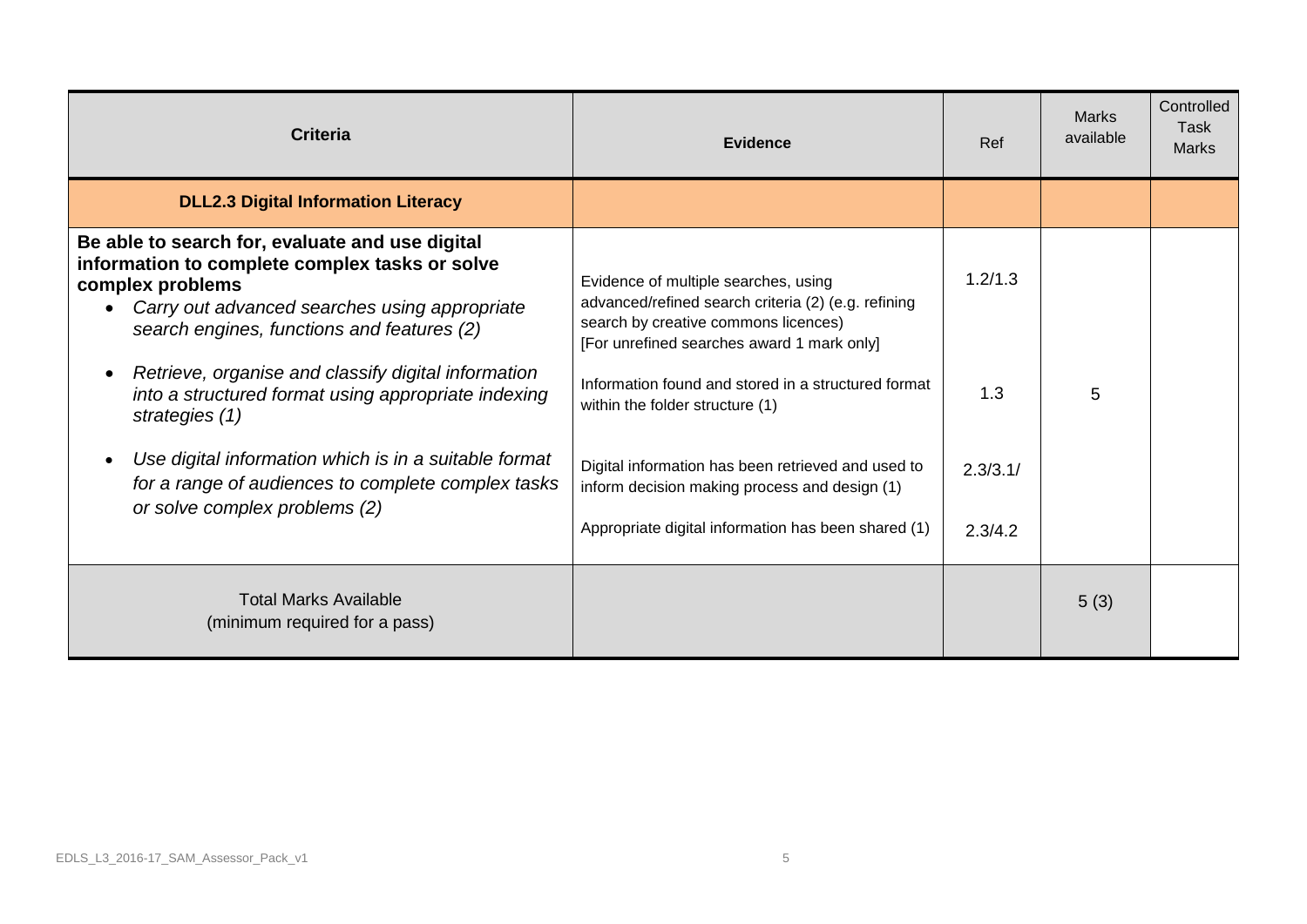| Criteria | Evidence | Ref | Marks available | Controlled Task Marks |
|---|---|---|---|---|
| **DLL2.3 Digital Information Literacy** | | | | |
| **Be able to search for, evaluate and use digital information to complete complex tasks or solve complex problems**<br>• *Carry out advanced searches using appropriate search engines, functions and features (2)* | Evidence of multiple searches, using advanced/refined search criteria (2) (e.g. refining search by creative commons licences)<br>[For unrefined searches award 1 mark only] | 1.2/1.3 | 5 | |
| • *Retrieve, organise and classify digital information into a structured format using appropriate indexing strategies (1)* | Information found and stored in a structured format within the folder structure (1) | 1.3 | | |
| • *Use digital information which is in a suitable format for a range of audiences to complete complex tasks or solve complex problems (2)* | Digital information has been retrieved and used to inform decision making process and design (1)<br><br>Appropriate digital information has been shared (1) | 2.3/3.1/<br><br>2.3/4.2 | | |
| Total Marks Available<br>(minimum required for a pass) | | | 5 (3) | |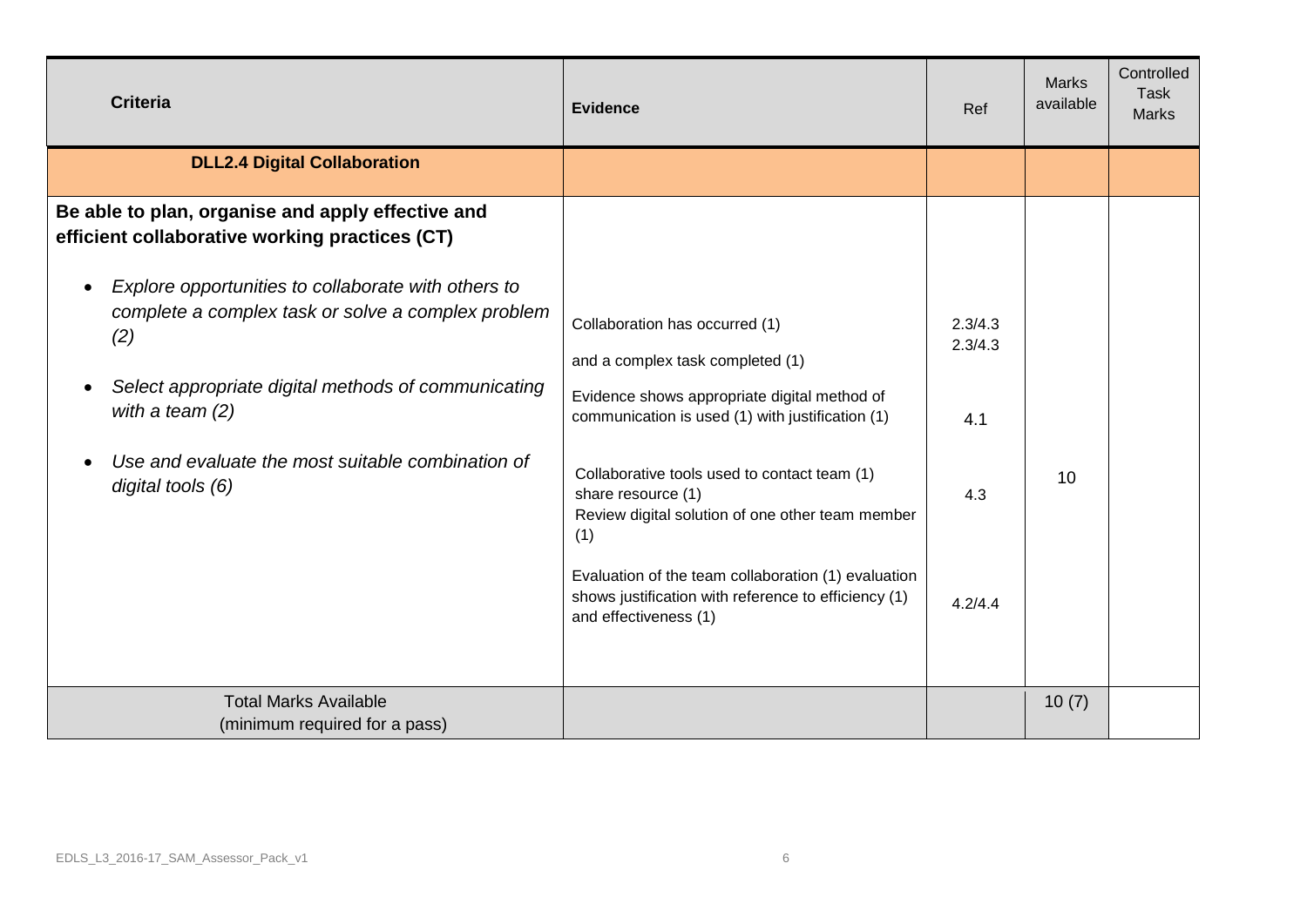| Criteria | Evidence | Ref | Marks available | Controlled Task Marks |
|---|---|---|---|---|
| **DLL2.4 Digital Collaboration** | | | | |
| **Be able to plan, organise and apply effective and efficient collaborative working practices (CT)**<br><br>• *Explore opportunities to collaborate with others to complete a complex task or solve a complex problem (2)*<br><br>• *Select appropriate digital methods of communicating with a team (2)*<br><br>• *Use and evaluate the most suitable combination of digital tools (6)* | Collaboration has occurred (1)<br>and a complex task completed (1)<br><br>Evidence shows appropriate digital method of communication is used (1) with justification (1)<br><br>Collaborative tools used to contact team (1)<br>share resource (1)<br>Review digital solution of one other team member (1)<br><br>Evaluation of the team collaboration (1) evaluation shows justification with reference to efficiency (1) and effectiveness (1) | 2.3/4.3<br>2.3/4.3<br><br>4.1<br><br>4.3<br><br>4.2/4.4 | 10 | |
| Total Marks Available<br>(minimum required for a pass) | | | 10 (7) | |

EDLS_L3_2016-17_SAM_Assessor_Pack_v1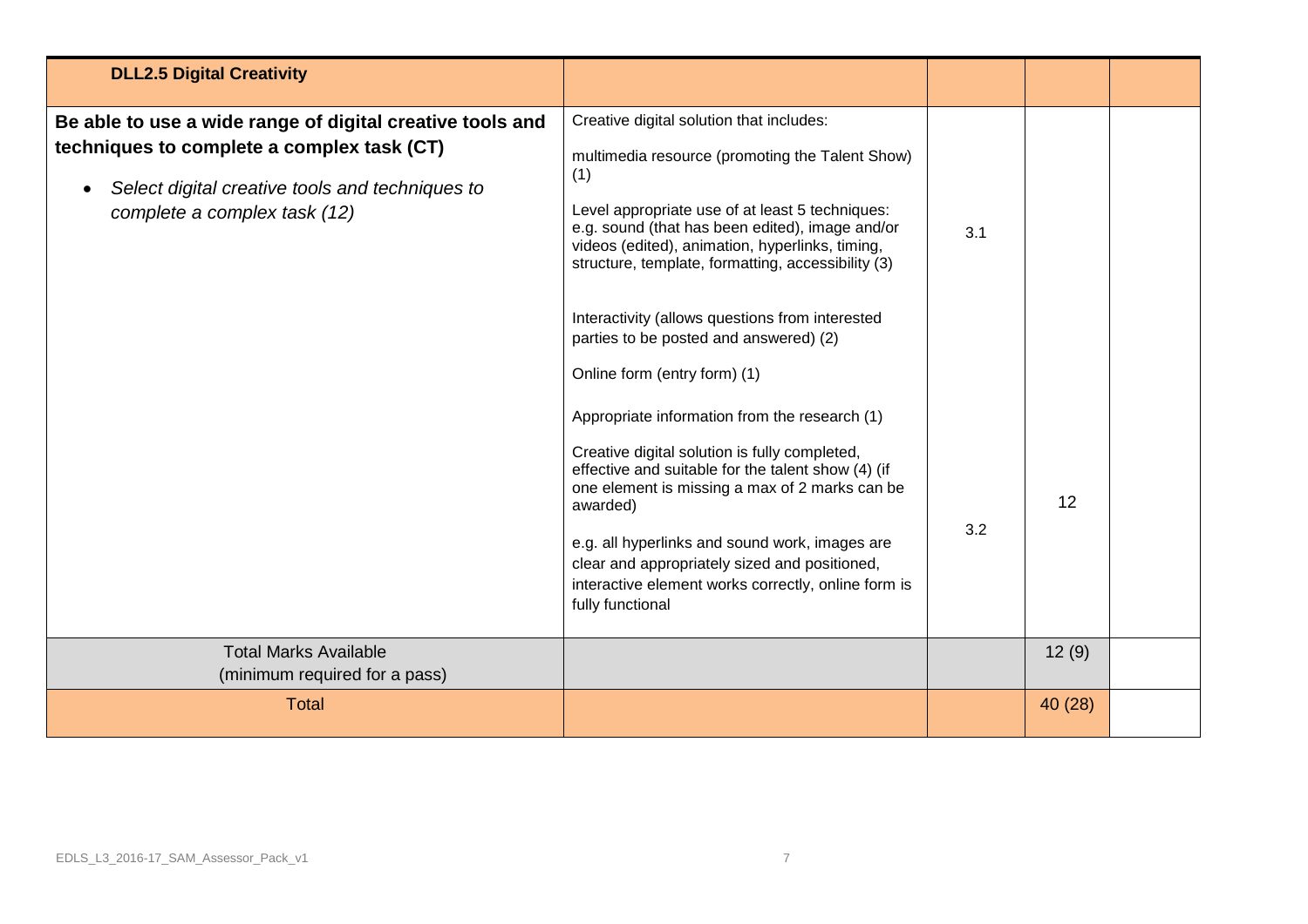| **DLL2.5 Digital Creativity** | | | | |
|---|---|---|---|---|
| **Be able to use a wide range of digital creative tools and techniques to complete a complex task (CT)**<br><br>• *Select digital creative tools and techniques to complete a complex task (12)* | Creative digital solution that includes:<br><br>multimedia resource (promoting the Talent Show) (1)<br><br>Level appropriate use of at least 5 techniques: e.g. sound (that has been edited), image and/or videos (edited), animation, hyperlinks, timing, structure, template, formatting, accessibility (3)<br><br>Interactivity (allows questions from interested parties to be posted and answered) (2)<br><br>Online form (entry form) (1)<br><br>Appropriate information from the research (1) | 3.1 | | |
| | Creative digital solution is fully completed, effective and suitable for the talent show (4) (if one element is missing a max of 2 marks can be awarded)<br><br>e.g. all hyperlinks and sound work, images are clear and appropriately sized and positioned, interactive element works correctly, online form is fully functional | 3.2 | 12 | |
| Total Marks Available<br>(minimum required for a pass) | | | 12 (9) | |
| Total | | | 40 (28) | |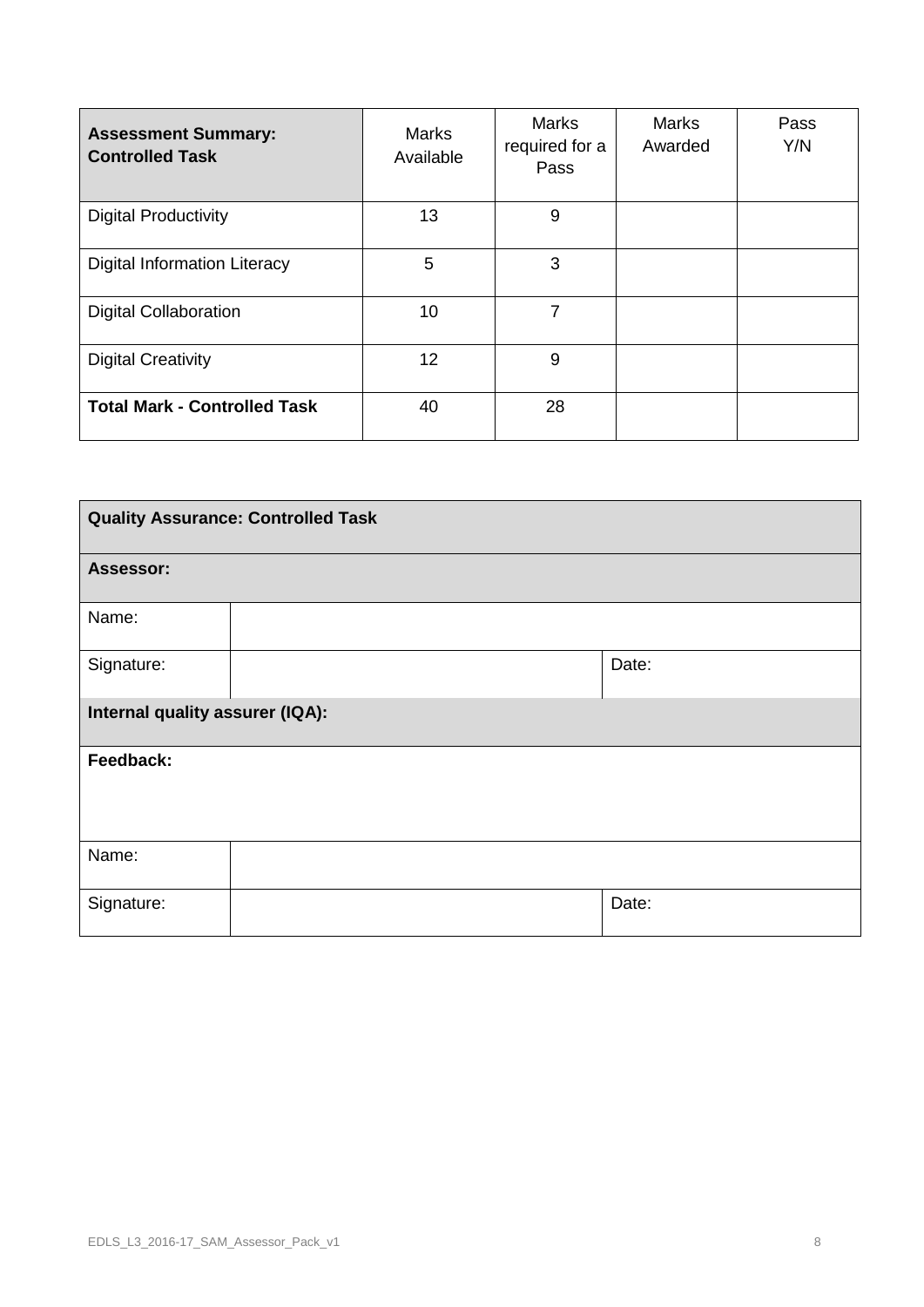| **Assessment Summary: Controlled Task** | Marks Available | Marks required for a Pass | Marks Awarded | Pass Y/N |
|---|---|---|---|---|
| Digital Productivity | 13 | 9 | | |
| Digital Information Literacy | 5 | 3 | | |
| Digital Collaboration | 10 | 7 | | |
| Digital Creativity | 12 | 9 | | |
| **Total Mark - Controlled Task** | 40 | 28 | | |

| **Quality Assurance: Controlled Task** | | |
|---|---|---|
| **Assessor:** | | |
| Name: | | |
| Signature: | | Date: |
| **Internal quality assurer (IQA):** | | |
| **Feedback:** | | |
| Name: | | |
| Signature: | | Date: |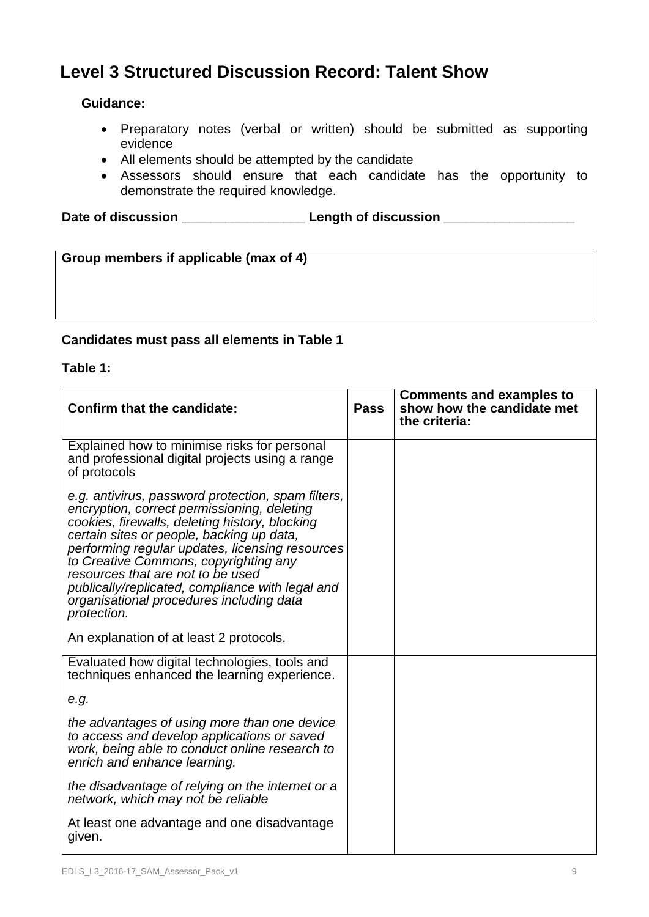# Level 3 Structured Discussion Record: Talent Show

**Guidance:**

- Preparatory notes (verbal or written) should be submitted as supporting evidence
- All elements should be attempted by the candidate
- Assessors should ensure that each candidate has the opportunity to demonstrate the required knowledge.

**Date of discussion _________________ Length of discussion __________________**

| Group members if applicable (max of 4) |
|---|
| |

**Candidates must pass all elements in Table 1**

**Table 1:**

| Confirm that the candidate: | Pass | Comments and examples to show how the candidate met the criteria: |
|---|---|---|
| Explained how to minimise risks for personal and professional digital projects using a range of protocols<br><br>*e.g. antivirus, password protection, spam filters, encryption, correct permissioning, deleting cookies, firewalls, deleting history, blocking certain sites or people, backing up data, performing regular updates, licensing resources to Creative Commons, copyrighting any resources that are not to be used publically/replicated, compliance with legal and organisational procedures including data protection.*<br><br>An explanation of at least 2 protocols. | | |
| Evaluated how digital technologies, tools and techniques enhanced the learning experience.<br><br>*e.g.*<br><br>*the advantages of using more than one device to access and develop applications or saved work, being able to conduct online research to enrich and enhance learning.*<br><br>*the disadvantage of relying on the internet or a network, which may not be reliable*<br><br>At least one advantage and one disadvantage given. | | |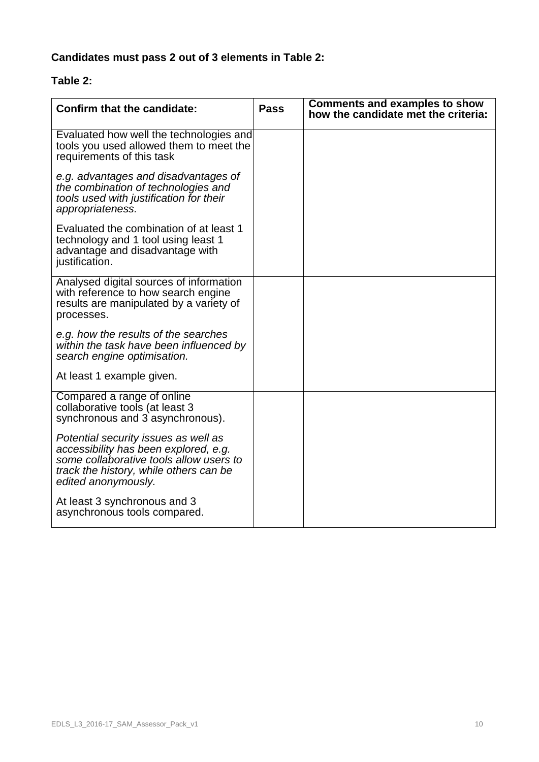**Candidates must pass 2 out of 3 elements in Table 2:**

**Table 2:**

| Confirm that the candidate: | Pass | Comments and examples to show how the candidate met the criteria: |
|---|---|---|
| Evaluated how well the technologies and tools you used allowed them to meet the requirements of this task<br><br>*e.g. advantages and disadvantages of the combination of technologies and tools used with justification for their appropriateness.*<br><br>Evaluated the combination of at least 1 technology and 1 tool using least 1 advantage and disadvantage with justification. | | |
| Analysed digital sources of information with reference to how search engine results are manipulated by a variety of processes.<br><br>*e.g. how the results of the searches within the task have been influenced by search engine optimisation.*<br><br>At least 1 example given. | | |
| Compared a range of online collaborative tools (at least 3 synchronous and 3 asynchronous).<br><br>*Potential security issues as well as accessibility has been explored, e.g. some collaborative tools allow users to track the history, while others can be edited anonymously.*<br><br>At least 3 synchronous and 3 asynchronous tools compared. | | |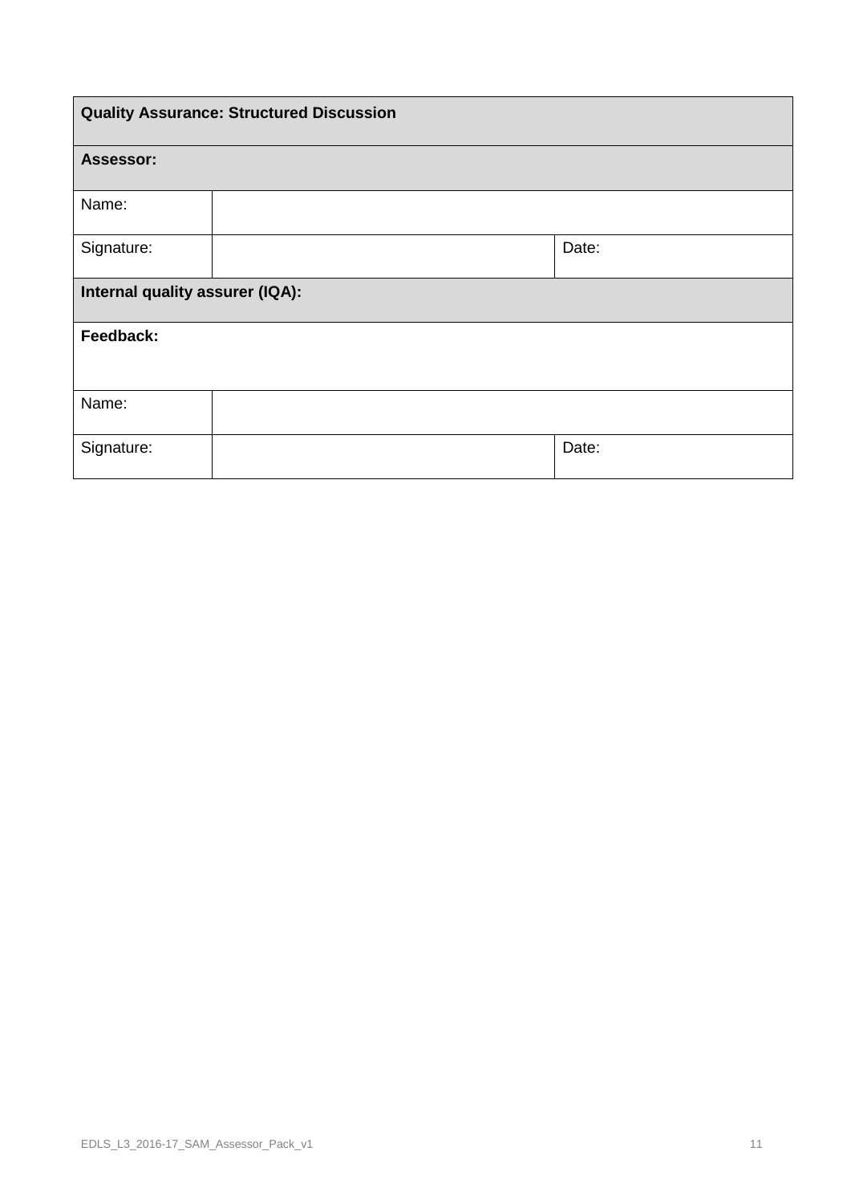| **Quality Assurance: Structured Discussion** | | |
|---|---|---|
| **Assessor:** | | |
| Name: | | |
| Signature: | | Date: |
| **Internal quality assurer (IQA):** | | |
| **Feedback:** | | |
| Name: | | |
| Signature: | | Date: |